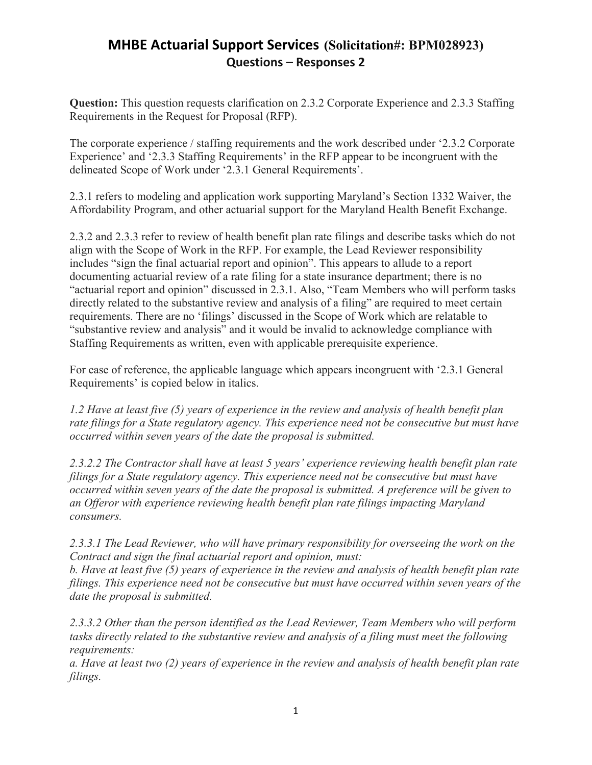# MHBE Actuarial Support Services (Solicitation#: BPM028923)

## Questions – Responses 2

**Question:** This question requests clarification on 2.3.2 Corporate Experience and 2.3.3 Staffing Requirements in the Request for Proposal (RFP).

The corporate experience / staffing requirements and the work described under '2.3.2 Corporate Experience' and '2.3.3 Staffing Requirements' in the RFP appear to be incongruent with the delineated Scope of Work under '2.3.1 General Requirements'.

2.3.1 refers to modeling and application work supporting Maryland's Section 1332 Waiver, the Affordability Program, and other actuarial support for the Maryland Health Benefit Exchange.

2.3.2 and 2.3.3 refer to review of health benefit plan rate filings and describe tasks which do not align with the Scope of Work in the RFP. For example, the Lead Reviewer responsibility includes "sign the final actuarial report and opinion". This appears to allude to a report documenting actuarial review of a rate filing for a state insurance department; there is no "actuarial report and opinion" discussed in 2.3.1. Also, "Team Members who will perform tasks directly related to the substantive review and analysis of a filing" are required to meet certain requirements. There are no 'filings' discussed in the Scope of Work which are relatable to "substantive review and analysis" and it would be invalid to acknowledge compliance with Staffing Requirements as written, even with applicable prerequisite experience.

For ease of reference, the applicable language which appears incongruent with '2.3.1 General Requirements' is copied below in italics.

*1.2 Have at least five (5) years of experience in the review and analysis of health benefit plan rate filings for a State regulatory agency. This experience need not be consecutive but must have occurred within seven years of the date the proposal is submitted.*

*2.3.2.2 The Contractor shall have at least 5 years' experience reviewing health benefit plan rate filings for a State regulatory agency. This experience need not be consecutive but must have occurred within seven years of the date the proposal is submitted. A preference will be given to an Offeror with experience reviewing health benefit plan rate filings impacting Maryland consumers.*

*2.3.3.1 The Lead Reviewer, who will have primary responsibility for overseeing the work on the Contract and sign the final actuarial report and opinion, must:*
*b. Have at least five (5) years of experience in the review and analysis of health benefit plan rate filings. This experience need not be consecutive but must have occurred within seven years of the date the proposal is submitted.*

*2.3.3.2 Other than the person identified as the Lead Reviewer, Team Members who will perform tasks directly related to the substantive review and analysis of a filing must meet the following requirements:*
*a. Have at least two (2) years of experience in the review and analysis of health benefit plan rate filings.*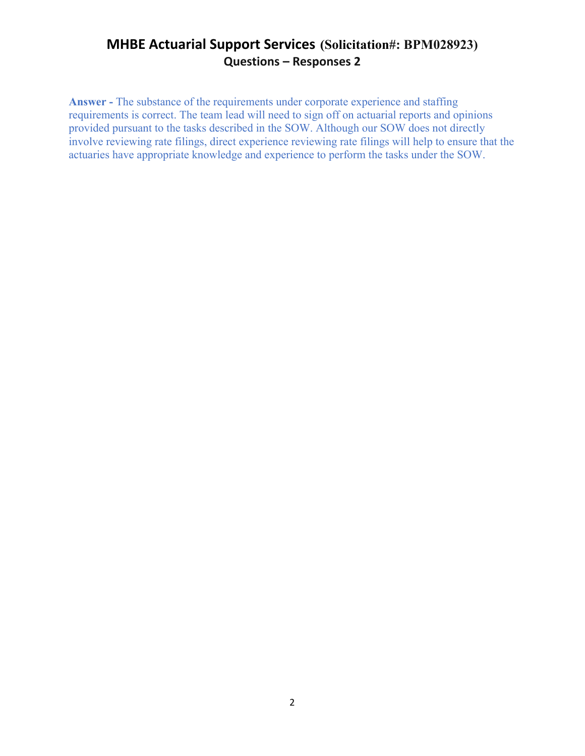## MHBE Actuarial Support Services (Solicitation#: BPM028923)
### Questions – Responses 2

**Answer -** The substance of the requirements under corporate experience and staffing requirements is correct. The team lead will need to sign off on actuarial reports and opinions provided pursuant to the tasks described in the SOW. Although our SOW does not directly involve reviewing rate filings, direct experience reviewing rate filings will help to ensure that the actuaries have appropriate knowledge and experience to perform the tasks under the SOW.